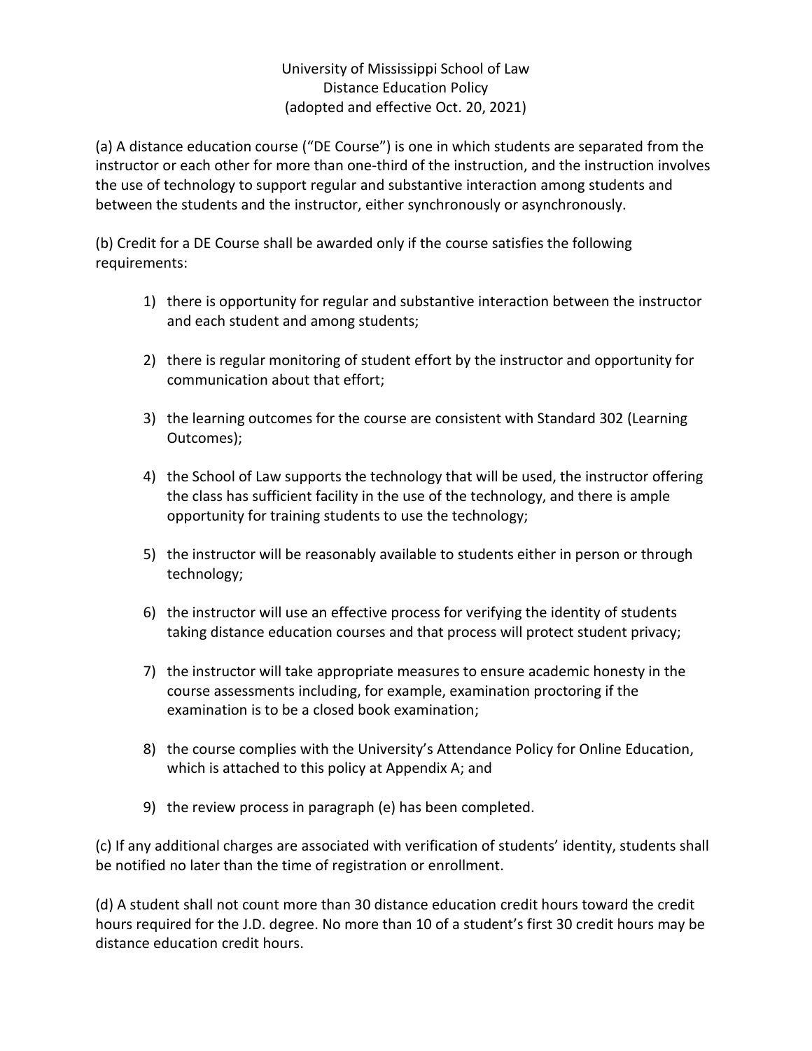University of Mississippi School of Law
Distance Education Policy
(adopted and effective Oct. 20, 2021)

(a) A distance education course ("DE Course") is one in which students are separated from the instructor or each other for more than one-third of the instruction, and the instruction involves the use of technology to support regular and substantive interaction among students and between the students and the instructor, either synchronously or asynchronously.

(b) Credit for a DE Course shall be awarded only if the course satisfies the following requirements:

1) there is opportunity for regular and substantive interaction between the instructor and each student and among students;

2) there is regular monitoring of student effort by the instructor and opportunity for communication about that effort;

3) the learning outcomes for the course are consistent with Standard 302 (Learning Outcomes);

4) the School of Law supports the technology that will be used, the instructor offering the class has sufficient facility in the use of the technology, and there is ample opportunity for training students to use the technology;

5) the instructor will be reasonably available to students either in person or through technology;

6) the instructor will use an effective process for verifying the identity of students taking distance education courses and that process will protect student privacy;

7) the instructor will take appropriate measures to ensure academic honesty in the course assessments including, for example, examination proctoring if the examination is to be a closed book examination;

8) the course complies with the University's Attendance Policy for Online Education, which is attached to this policy at Appendix A; and

9) the review process in paragraph (e) has been completed.

(c) If any additional charges are associated with verification of students' identity, students shall be notified no later than the time of registration or enrollment.

(d) A student shall not count more than 30 distance education credit hours toward the credit hours required for the J.D. degree. No more than 10 of a student's first 30 credit hours may be distance education credit hours.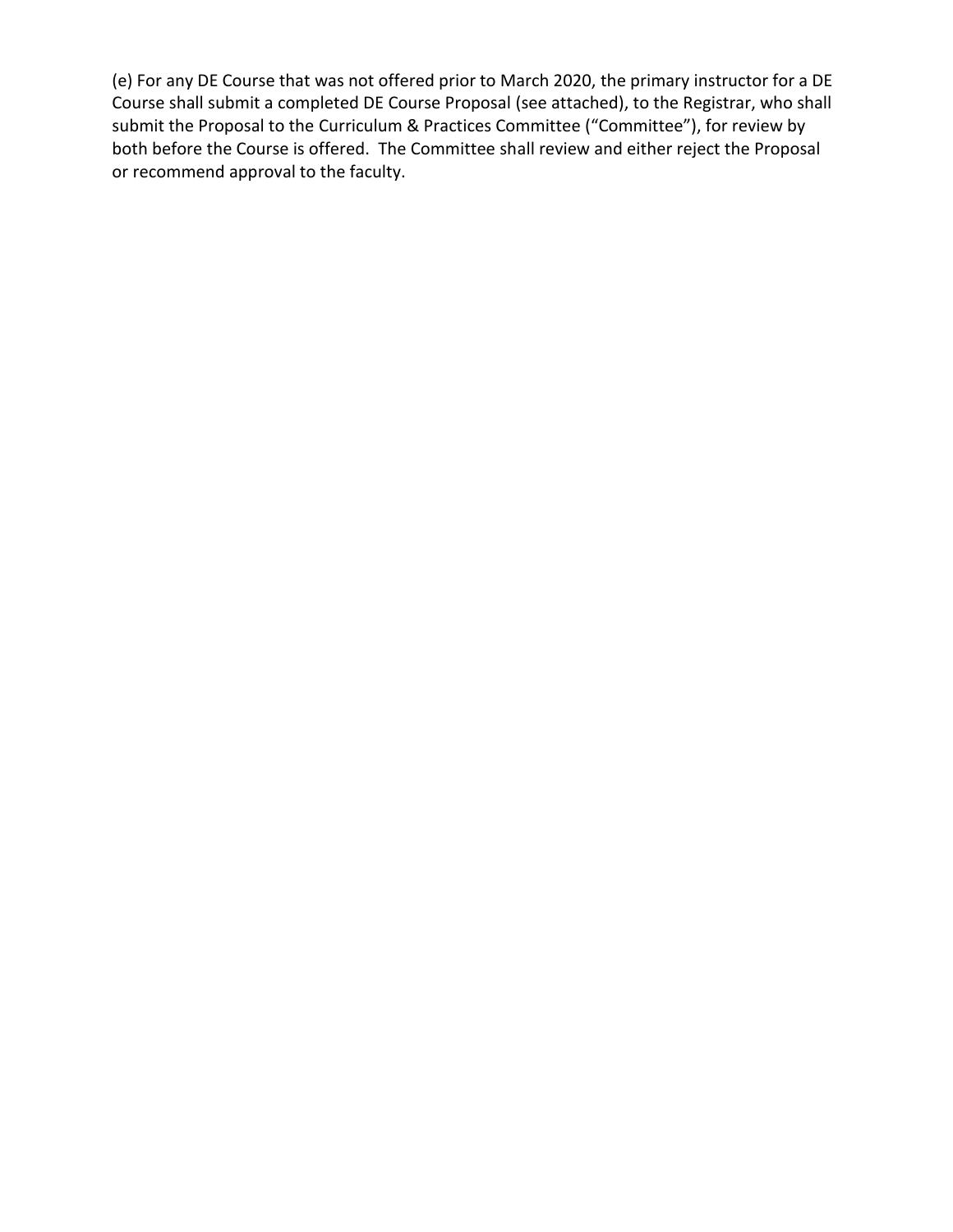(e) For any DE Course that was not offered prior to March 2020, the primary instructor for a DE Course shall submit a completed DE Course Proposal (see attached), to the Registrar, who shall submit the Proposal to the Curriculum & Practices Committee ("Committee"), for review by both before the Course is offered. The Committee shall review and either reject the Proposal or recommend approval to the faculty.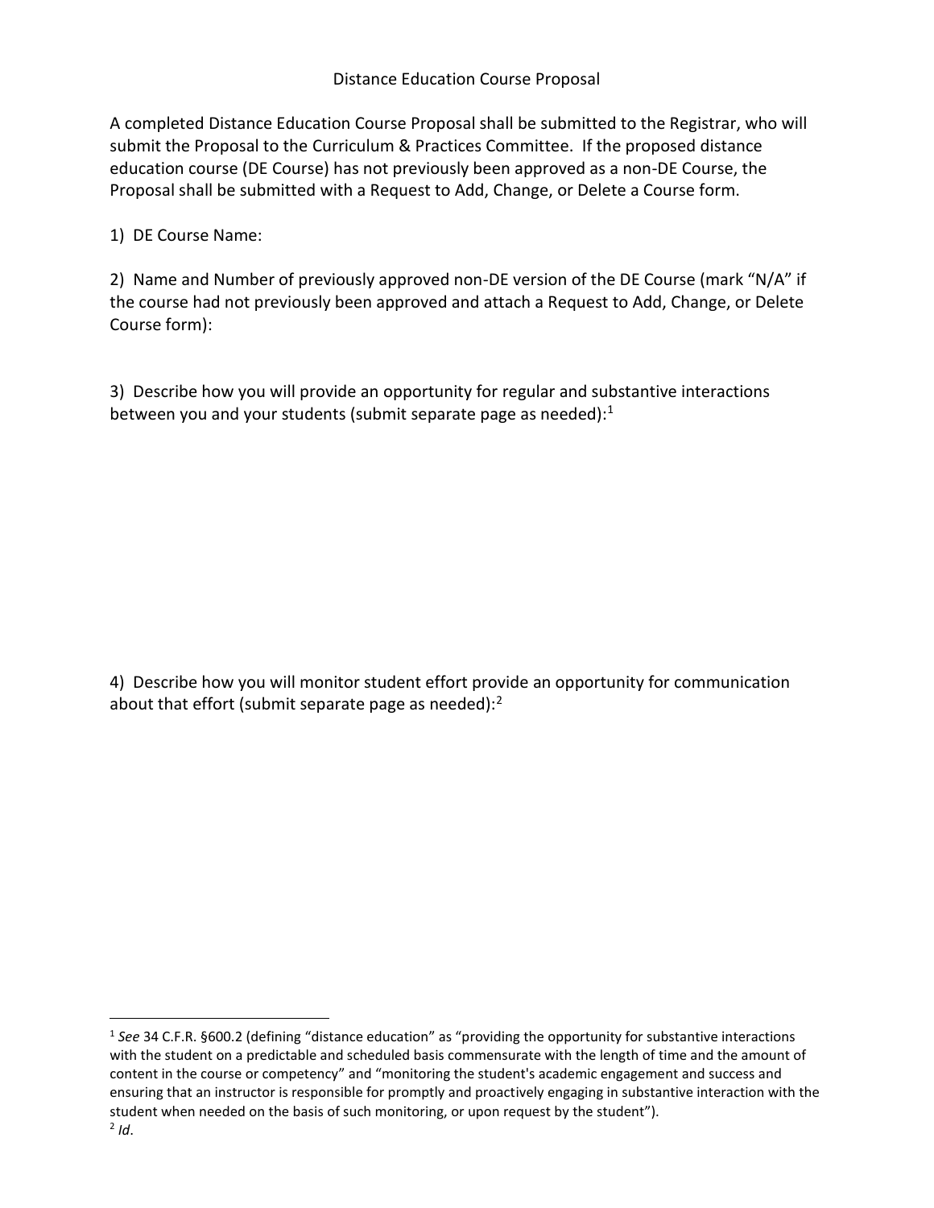# Distance Education Course Proposal

A completed Distance Education Course Proposal shall be submitted to the Registrar, who will submit the Proposal to the Curriculum & Practices Committee. If the proposed distance education course (DE Course) has not previously been approved as a non-DE Course, the Proposal shall be submitted with a Request to Add, Change, or Delete a Course form.

1) DE Course Name:

2) Name and Number of previously approved non-DE version of the DE Course (mark "N/A" if the course had not previously been approved and attach a Request to Add, Change, or Delete Course form):

3) Describe how you will provide an opportunity for regular and substantive interactions between you and your students (submit separate page as needed):[1]

4) Describe how you will monitor student effort provide an opportunity for communication about that effort (submit separate page as needed):[2]

---

[1] *See* 34 C.F.R. §600.2 (defining "distance education" as "providing the opportunity for substantive interactions with the student on a predictable and scheduled basis commensurate with the length of time and the amount of content in the course or competency" and "monitoring the student's academic engagement and success and ensuring that an instructor is responsible for promptly and proactively engaging in substantive interaction with the student when needed on the basis of such monitoring, or upon request by the student").

[2] *Id*.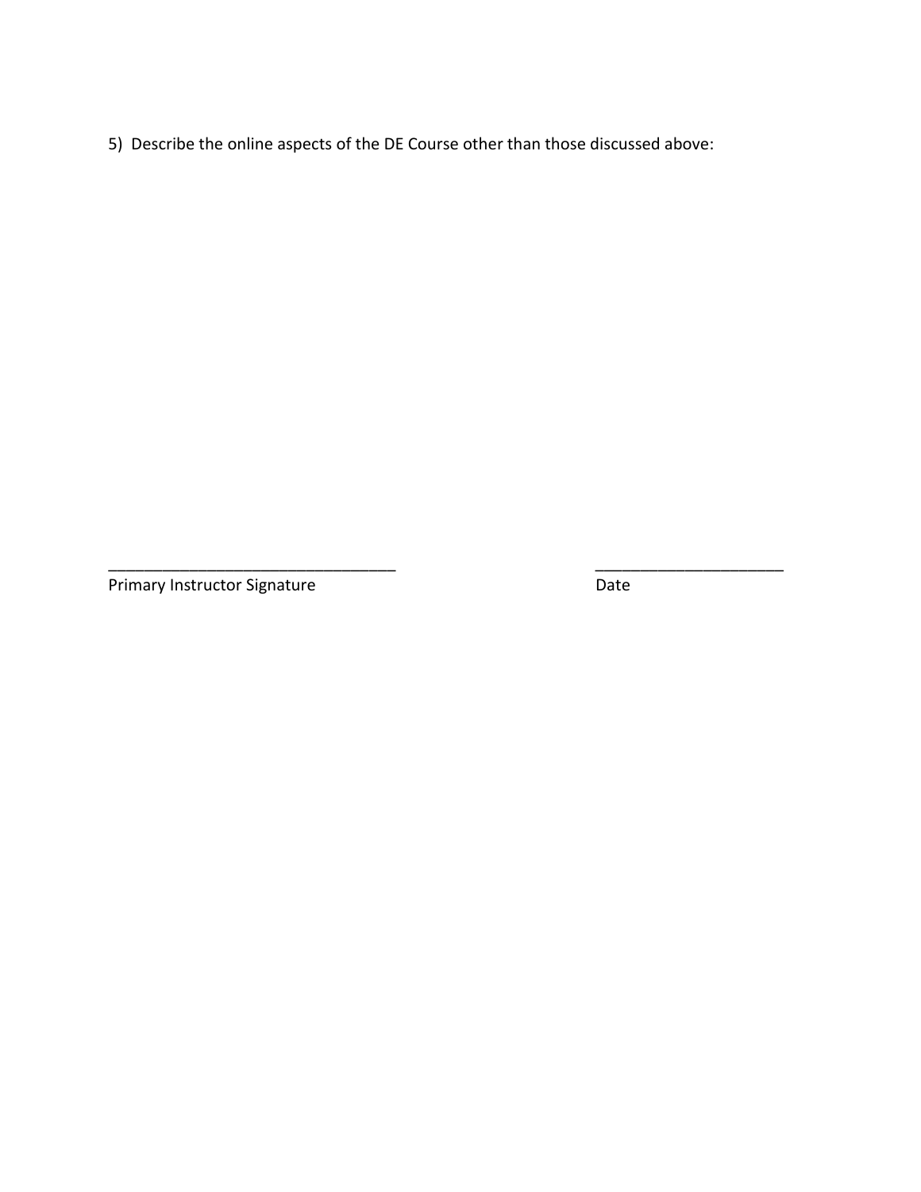5) Describe the online aspects of the DE Course other than those discussed above:

_________________________________ _____________________

Primary Instructor Signature Date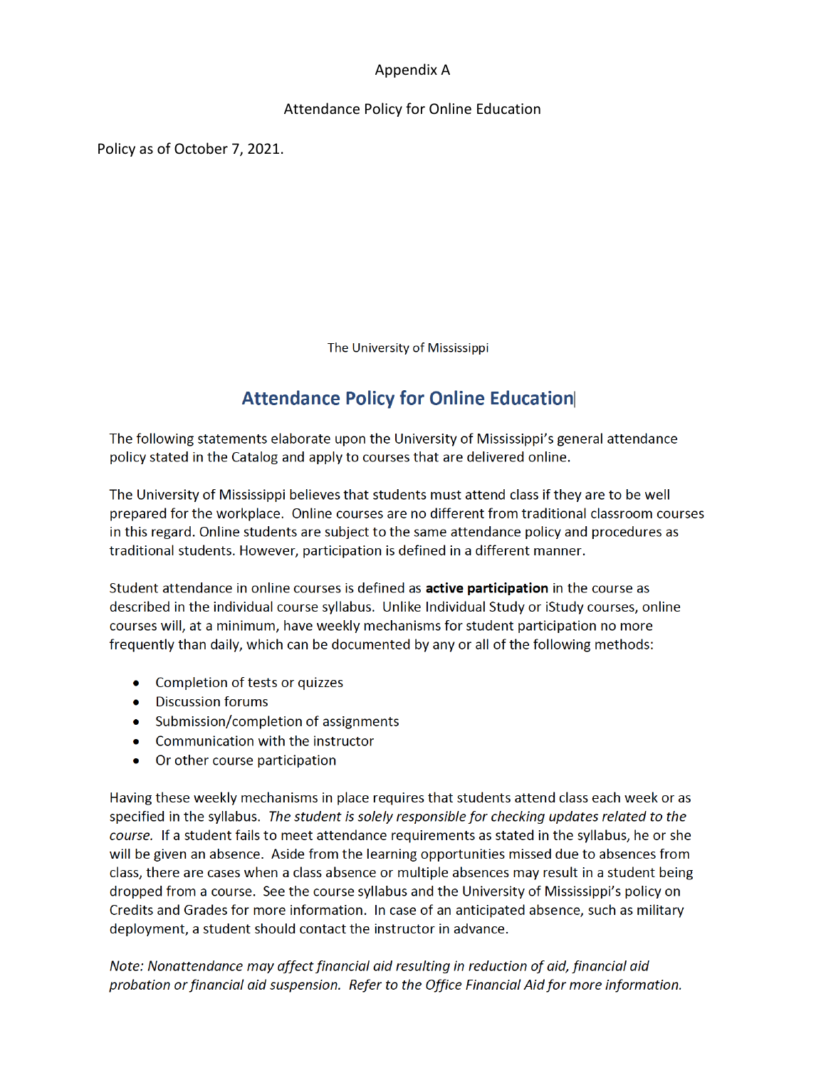Appendix A

Attendance Policy for Online Education

Policy as of October 7, 2021.

The University of Mississippi

## Attendance Policy for Online Education

The following statements elaborate upon the University of Mississippi's general attendance policy stated in the Catalog and apply to courses that are delivered online.

The University of Mississippi believes that students must attend class if they are to be well prepared for the workplace. Online courses are no different from traditional classroom courses in this regard. Online students are subject to the same attendance policy and procedures as traditional students. However, participation is defined in a different manner.

Student attendance in online courses is defined as **active participation** in the course as described in the individual course syllabus. Unlike Individual Study or iStudy courses, online courses will, at a minimum, have weekly mechanisms for student participation no more frequently than daily, which can be documented by any or all of the following methods:

- Completion of tests or quizzes
- Discussion forums
- Submission/completion of assignments
- Communication with the instructor
- Or other course participation

Having these weekly mechanisms in place requires that students attend class each week or as specified in the syllabus. *The student is solely responsible for checking updates related to the course.* If a student fails to meet attendance requirements as stated in the syllabus, he or she will be given an absence. Aside from the learning opportunities missed due to absences from class, there are cases when a class absence or multiple absences may result in a student being dropped from a course. See the course syllabus and the University of Mississippi's policy on Credits and Grades for more information. In case of an anticipated absence, such as military deployment, a student should contact the instructor in advance.

*Note: Nonattendance may affect financial aid resulting in reduction of aid, financial aid probation or financial aid suspension. Refer to the Office Financial Aid for more information.*